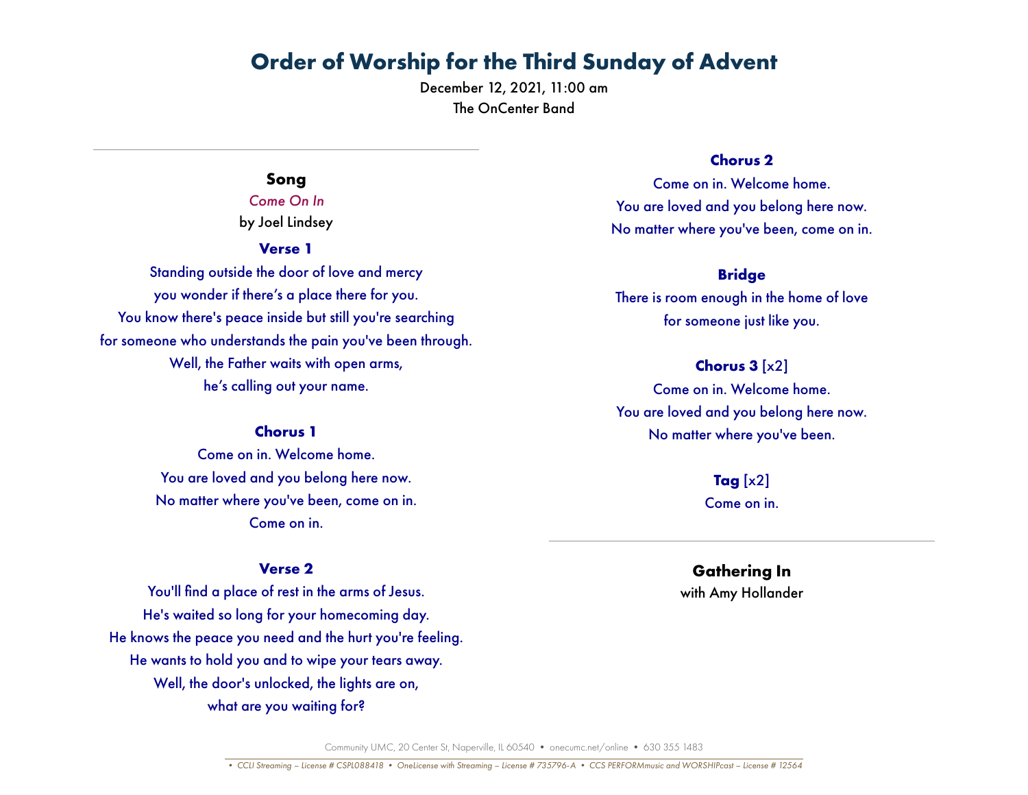# Order of Worship for the Third Sunday of Advent

December 12, 2021, 11:00 am

The OnCenter Band

---

## Song

*Come On In*

by Joel Lindsey

### Verse 1

Standing outside the door of love and mercy
you wonder if there's a place there for you.
You know there's peace inside but still you're searching
for someone who understands the pain you've been through.
Well, the Father waits with open arms,
he's calling out your name.

### Chorus 1

Come on in. Welcome home.
You are loved and you belong here now.
No matter where you've been, come on in.
Come on in.

### Verse 2

You'll find a place of rest in the arms of Jesus.
He's waited so long for your homecoming day.
He knows the peace you need and the hurt you're feeling.
He wants to hold you and to wipe your tears away.
Well, the door's unlocked, the lights are on,
what are you waiting for?

### Chorus 2

Come on in. Welcome home.
You are loved and you belong here now.
No matter where you've been, come on in.

### Bridge

There is room enough in the home of love
for someone just like you.

### Chorus 3 [x2]

Come on in. Welcome home.
You are loved and you belong here now.
No matter where you've been.

### Tag [x2]

Come on in.

---

## Gathering In

with Amy Hollander

Community UMC, 20 Center St, Naperville, IL 60540 • onecumc.net/online • 630 355 1483

*• CCLI Streaming – License # CSPL088418 • OneLicense with Streaming – License # 735796-A • CCS PERFORMmusic and WORSHIPcast – License # 12564*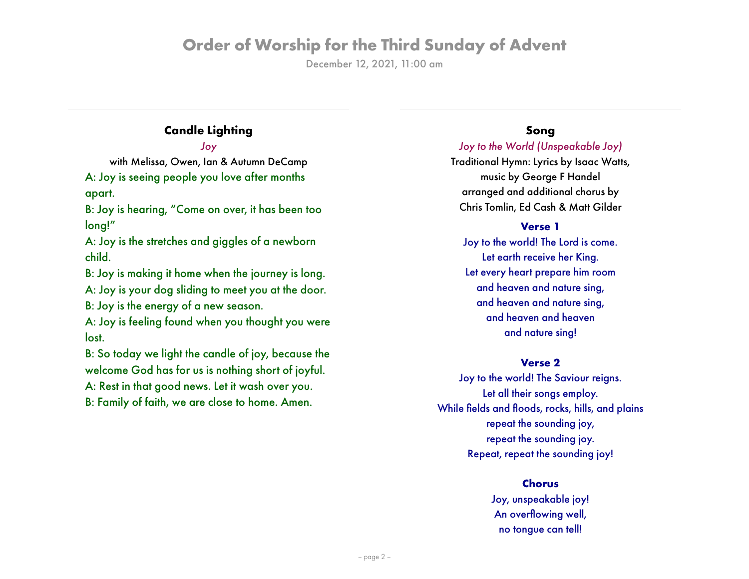# Order of Worship for the Third Sunday of Advent

December 12, 2021, 11:00 am

## Candle Lighting

*Joy*

with Melissa, Owen, Ian & Autumn DeCamp

A: Joy is seeing people you love after months apart.

B: Joy is hearing, "Come on over, it has been too long!"

A: Joy is the stretches and giggles of a newborn child.

B: Joy is making it home when the journey is long.

A: Joy is your dog sliding to meet you at the door.

B: Joy is the energy of a new season.

A: Joy is feeling found when you thought you were lost.

B: So today we light the candle of joy, because the welcome God has for us is nothing short of joyful.

A: Rest in that good news. Let it wash over you.

B: Family of faith, we are close to home. Amen.

## Song

*Joy to the World (Unspeakable Joy)*

Traditional Hymn: Lyrics by Isaac Watts,
music by George F Handel
arranged and additional chorus by
Chris Tomlin, Ed Cash & Matt Gilder

### Verse 1

Joy to the world! The Lord is come.
Let earth receive her King.
Let every heart prepare him room
and heaven and nature sing,
and heaven and nature sing,
and heaven and heaven
and nature sing!

### Verse 2

Joy to the world! The Saviour reigns.
Let all their songs employ.
While fields and floods, rocks, hills, and plains
repeat the sounding joy,
repeat the sounding joy.
Repeat, repeat the sounding joy!

### Chorus

Joy, unspeakable joy!
An overflowing well,
no tongue can tell!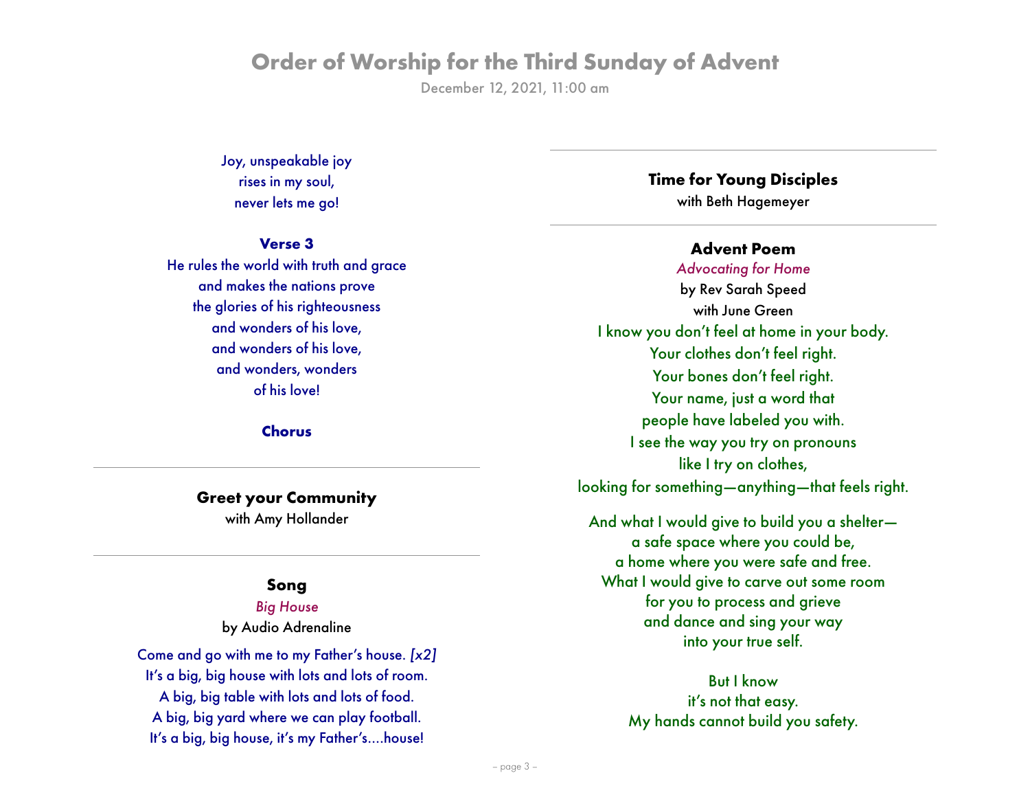# Order of Worship for the Third Sunday of Advent

December 12, 2021, 11:00 am

Joy, unspeakable joy
rises in my soul,
never lets me go!

**Verse 3**

He rules the world with truth and grace
and makes the nations prove
the glories of his righteousness
and wonders of his love,
and wonders of his love,
and wonders, wonders
of his love!

**Chorus**

---

## Greet your Community

with Amy Hollander

---

## Song

*Big House*

by Audio Adrenaline

Come and go with me to my Father's house. *[x2]*
It's a big, big house with lots and lots of room.
A big, big table with lots and lots of food.
A big, big yard where we can play football.
It's a big, big house, it's my Father's….house!

---

## Time for Young Disciples

with Beth Hagemeyer

---

## Advent Poem

*Advocating for Home*

by Rev Sarah Speed
with June Green

I know you don't feel at home in your body.
Your clothes don't feel right.
Your bones don't feel right.
Your name, just a word that
people have labeled you with.
I see the way you try on pronouns
like I try on clothes,
looking for something—anything—that feels right.

And what I would give to build you a shelter—
a safe space where you could be,
a home where you were safe and free.
What I would give to carve out some room
for you to process and grieve
and dance and sing your way
into your true self.

But I know
it's not that easy.
My hands cannot build you safety.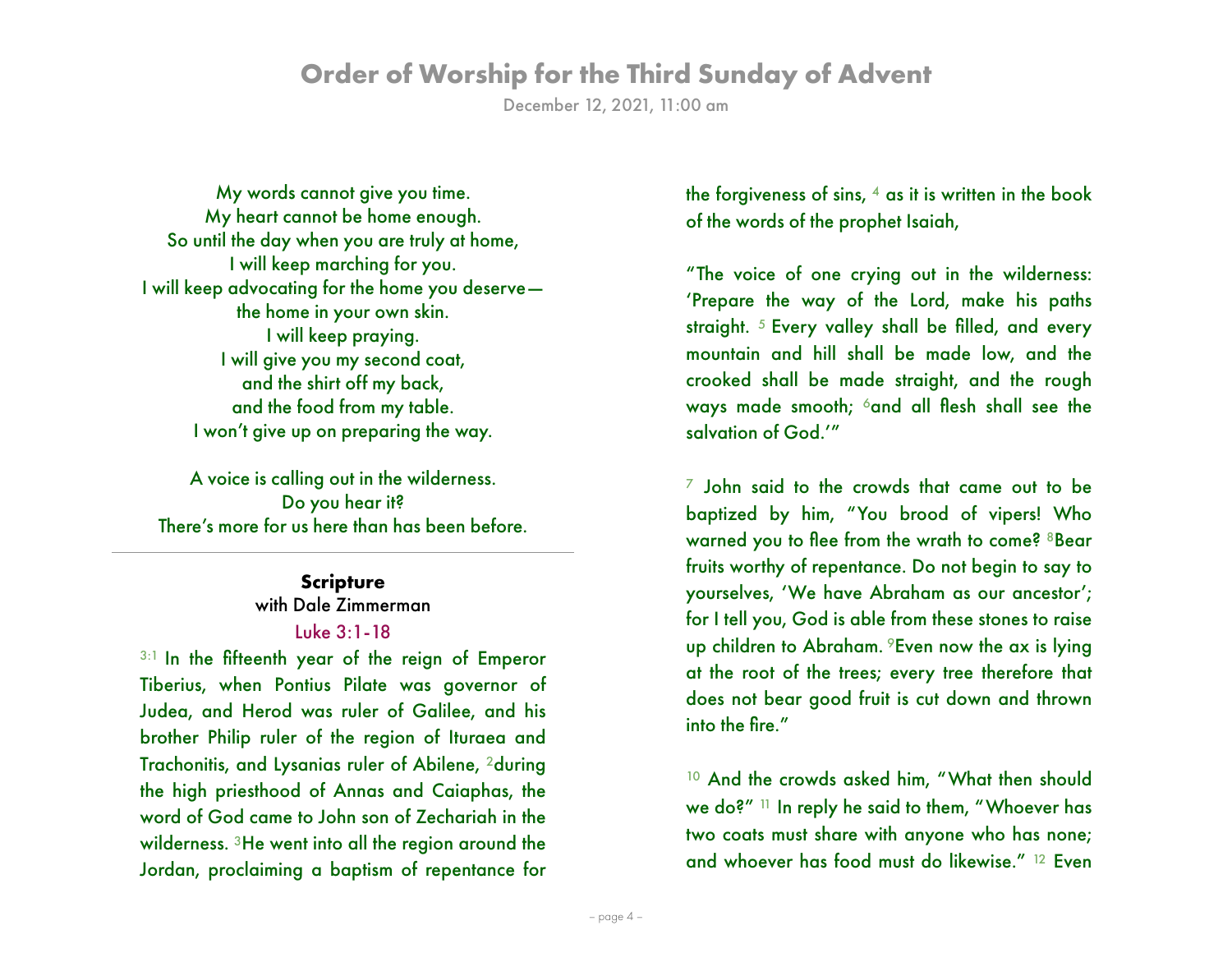My words cannot give you time.
My heart cannot be home enough.
So until the day when you are truly at home,
I will keep marching for you.
I will keep advocating for the home you deserve—
the home in your own skin.
I will keep praying.
I will give you my second coat,
and the shirt off my back,
and the food from my table.
I won't give up on preparing the way.

A voice is calling out in the wilderness.
Do you hear it?
There's more for us here than has been before.

---

**Scripture**
with Dale Zimmerman

Luke 3:1-18

3:1 In the fifteenth year of the reign of Emperor Tiberius, when Pontius Pilate was governor of Judea, and Herod was ruler of Galilee, and his brother Philip ruler of the region of Ituraea and Trachonitis, and Lysanias ruler of Abilene, 2 during the high priesthood of Annas and Caiaphas, the word of God came to John son of Zechariah in the wilderness. 3 He went into all the region around the Jordan, proclaiming a baptism of repentance for the forgiveness of sins, 4 as it is written in the book of the words of the prophet Isaiah,

"The voice of one crying out in the wilderness: 'Prepare the way of the Lord, make his paths straight. 5 Every valley shall be filled, and every mountain and hill shall be made low, and the crooked shall be made straight, and the rough ways made smooth; 6 and all flesh shall see the salvation of God.'"

7 John said to the crowds that came out to be baptized by him, "You brood of vipers! Who warned you to flee from the wrath to come? 8 Bear fruits worthy of repentance. Do not begin to say to yourselves, 'We have Abraham as our ancestor'; for I tell you, God is able from these stones to raise up children to Abraham. 9 Even now the ax is lying at the root of the trees; every tree therefore that does not bear good fruit is cut down and thrown into the fire."

10 And the crowds asked him, "What then should we do?" 11 In reply he said to them, "Whoever has two coats must share with anyone who has none; and whoever has food must do likewise." 12 Even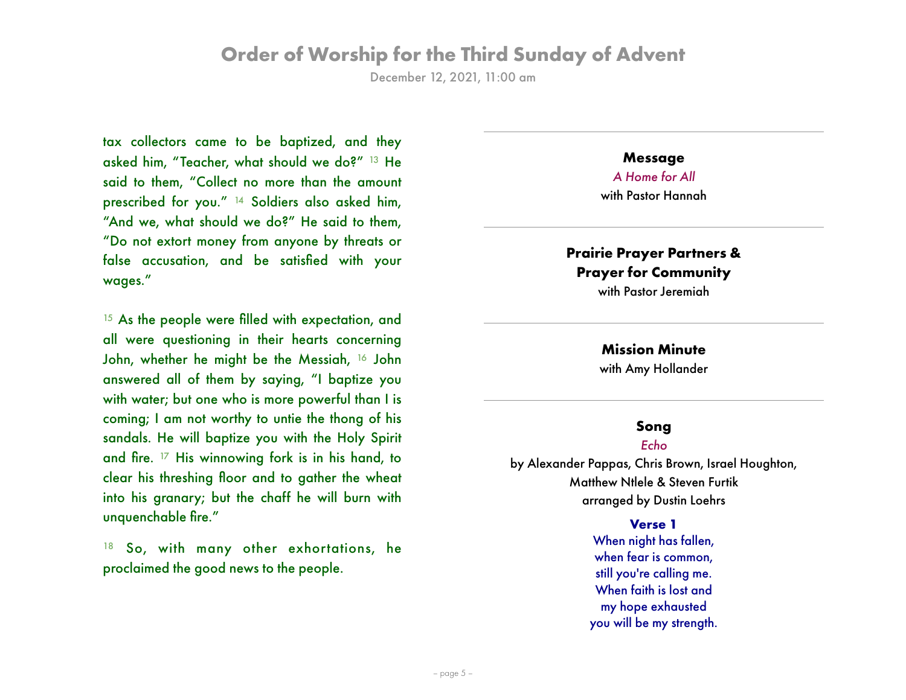tax collectors came to be baptized, and they asked him, "Teacher, what should we do?" [13] He said to them, "Collect no more than the amount prescribed for you." [14] Soldiers also asked him, "And we, what should we do?" He said to them, "Do not extort money from anyone by threats or false accusation, and be satisfied with your wages."

[15] As the people were filled with expectation, and all were questioning in their hearts concerning John, whether he might be the Messiah, [16] John answered all of them by saying, "I baptize you with water; but one who is more powerful than I is coming; I am not worthy to untie the thong of his sandals. He will baptize you with the Holy Spirit and fire. [17] His winnowing fork is in his hand, to clear his threshing floor and to gather the wheat into his granary; but the chaff he will burn with unquenchable fire."

[18] So, with many other exhortations, he proclaimed the good news to the people.

---

**Message**

*A Home for All*

with Pastor Hannah

---

**Prairie Prayer Partners & Prayer for Community**

with Pastor Jeremiah

---

**Mission Minute**

with Amy Hollander

---

**Song**

*Echo*

by Alexander Pappas, Chris Brown, Israel Houghton, Matthew Ntlele & Steven Furtik
arranged by Dustin Loehrs

**Verse 1**

When night has fallen,
when fear is common,
still you're calling me.
When faith is lost and
my hope exhausted
you will be my strength.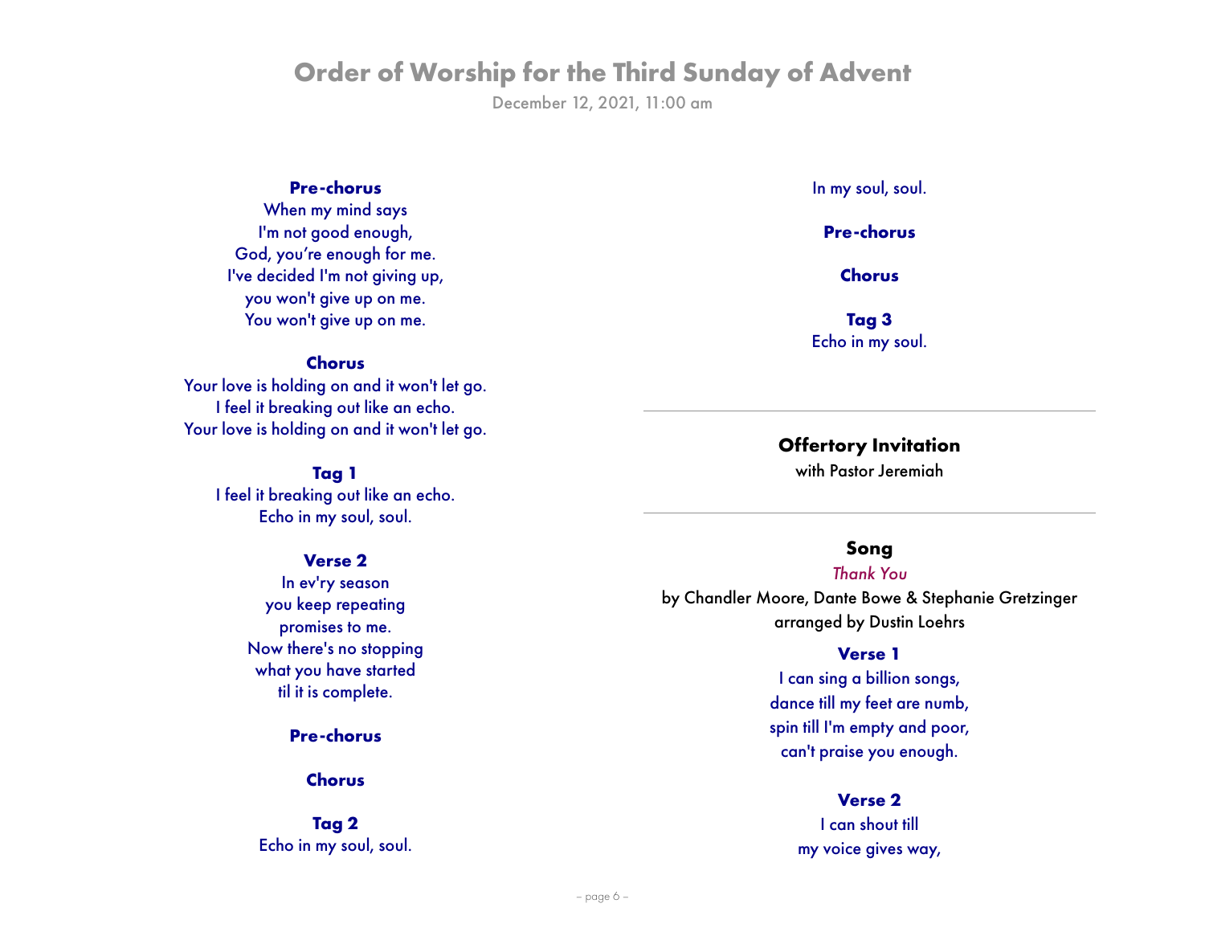**Pre-chorus**

When my mind says
I'm not good enough,
God, you're enough for me.
I've decided I'm not giving up,
you won't give up on me.
You won't give up on me.

**Chorus**

Your love is holding on and it won't let go.
I feel it breaking out like an echo.
Your love is holding on and it won't let go.

**Tag 1**

I feel it breaking out like an echo.
Echo in my soul, soul.

**Verse 2**

In ev'ry season
you keep repeating
promises to me.
Now there's no stopping
what you have started
til it is complete.

**Pre-chorus**

**Chorus**

**Tag 2**

Echo in my soul, soul.
In my soul, soul.

**Pre-chorus**

**Chorus**

**Tag 3**

Echo in my soul.

---

## Offertory Invitation

with Pastor Jeremiah

---

## Song

*Thank You*

by Chandler Moore, Dante Bowe & Stephanie Gretzinger
arranged by Dustin Loehrs

**Verse 1**

I can sing a billion songs,
dance till my feet are numb,
spin till I'm empty and poor,
can't praise you enough.

**Verse 2**

I can shout till
my voice gives way,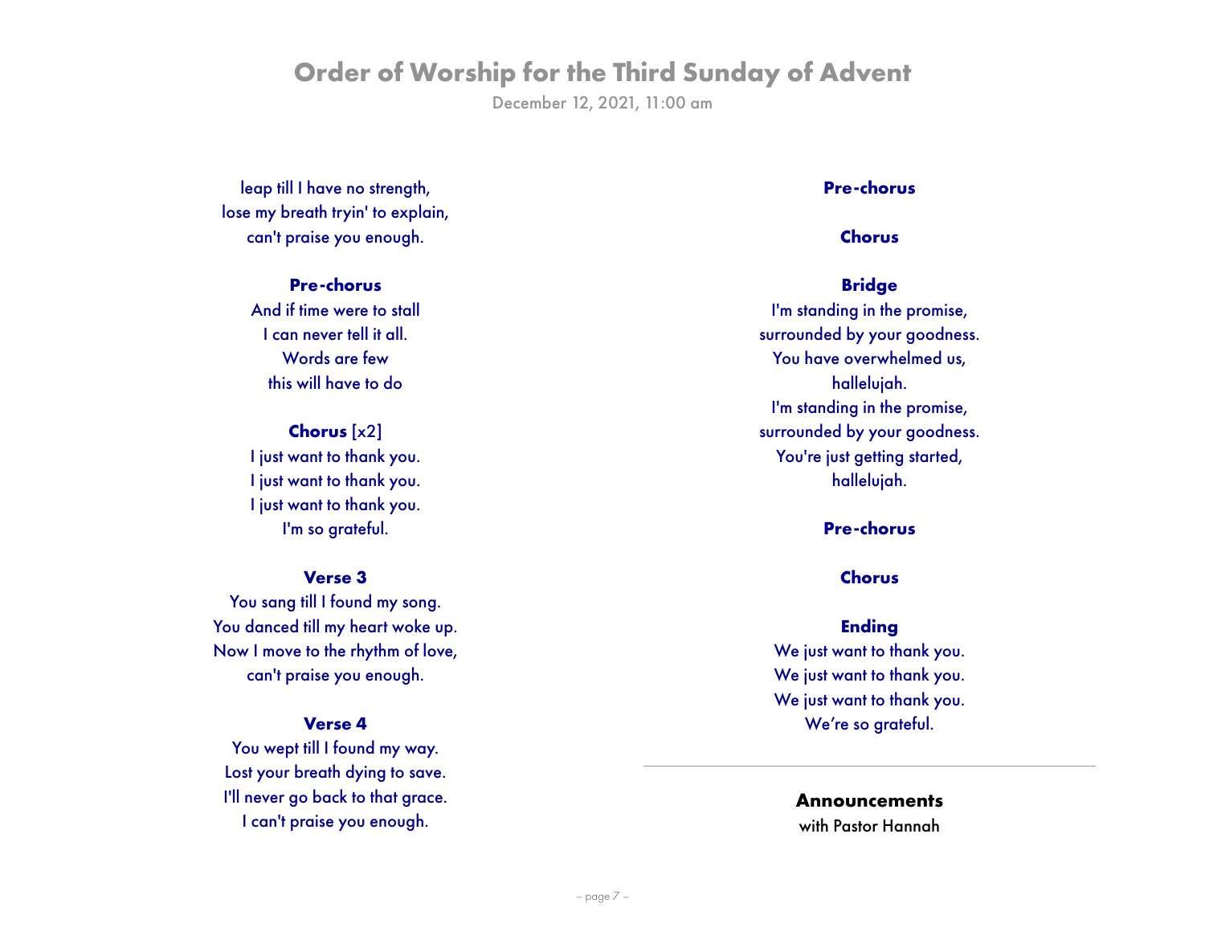leap till I have no strength,
lose my breath tryin' to explain,
can't praise you enough.

**Pre-chorus**
And if time were to stall
I can never tell it all.
Words are few
this will have to do

**Chorus** [x2]
I just want to thank you.
I just want to thank you.
I just want to thank you.
I'm so grateful.

**Verse 3**
You sang till I found my song.
You danced till my heart woke up.
Now I move to the rhythm of love,
can't praise you enough.

**Verse 4**
You wept till I found my way.
Lost your breath dying to save.
I'll never go back to that grace.
I can't praise you enough.

**Pre-chorus**

**Chorus**

**Bridge**
I'm standing in the promise,
surrounded by your goodness.
You have overwhelmed us,
hallelujah.
I'm standing in the promise,
surrounded by your goodness.
You're just getting started,
hallelujah.

**Pre-chorus**

**Chorus**

**Ending**
We just want to thank you.
We just want to thank you.
We just want to thank you.
We're so grateful.

---

**Announcements**
with Pastor Hannah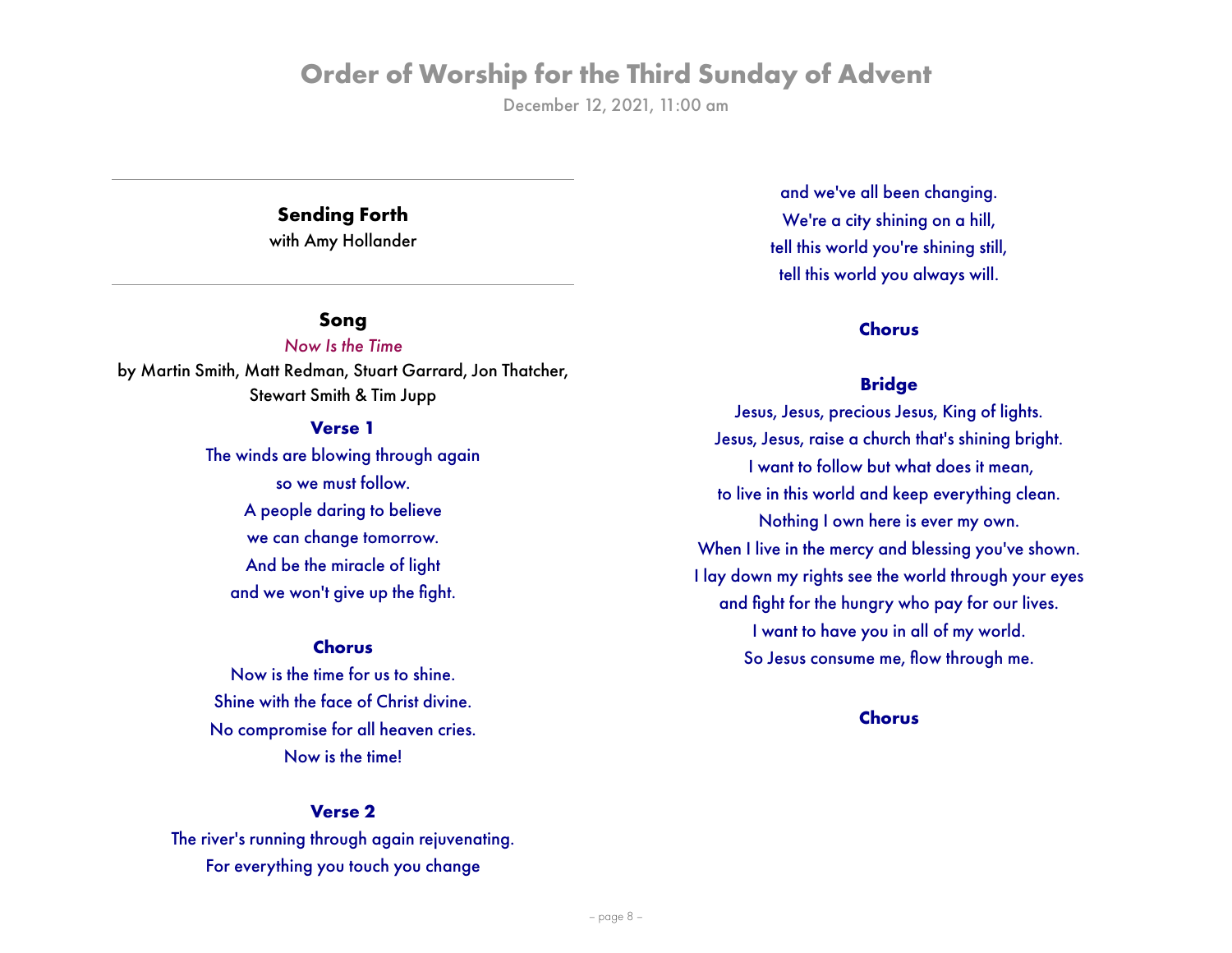# Order of Worship for the Third Sunday of Advent

December 12, 2021, 11:00 am

---

## Sending Forth

with Amy Hollander

---

## Song

*Now Is the Time*

by Martin Smith, Matt Redman, Stuart Garrard, Jon Thatcher, Stewart Smith & Tim Jupp

**Verse 1**

The winds are blowing through again
so we must follow.
A people daring to believe
we can change tomorrow.
And be the miracle of light
and we won't give up the fight.

**Chorus**

Now is the time for us to shine.
Shine with the face of Christ divine.
No compromise for all heaven cries.
Now is the time!

**Verse 2**

The river's running through again rejuvenating.
For everything you touch you change
and we've all been changing.
We're a city shining on a hill,
tell this world you're shining still,
tell this world you always will.

**Chorus**

**Bridge**

Jesus, Jesus, precious Jesus, King of lights.
Jesus, Jesus, raise a church that's shining bright.
I want to follow but what does it mean,
to live in this world and keep everything clean.
Nothing I own here is ever my own.
When I live in the mercy and blessing you've shown.
I lay down my rights see the world through your eyes
and fight for the hungry who pay for our lives.
I want to have you in all of my world.
So Jesus consume me, flow through me.

**Chorus**